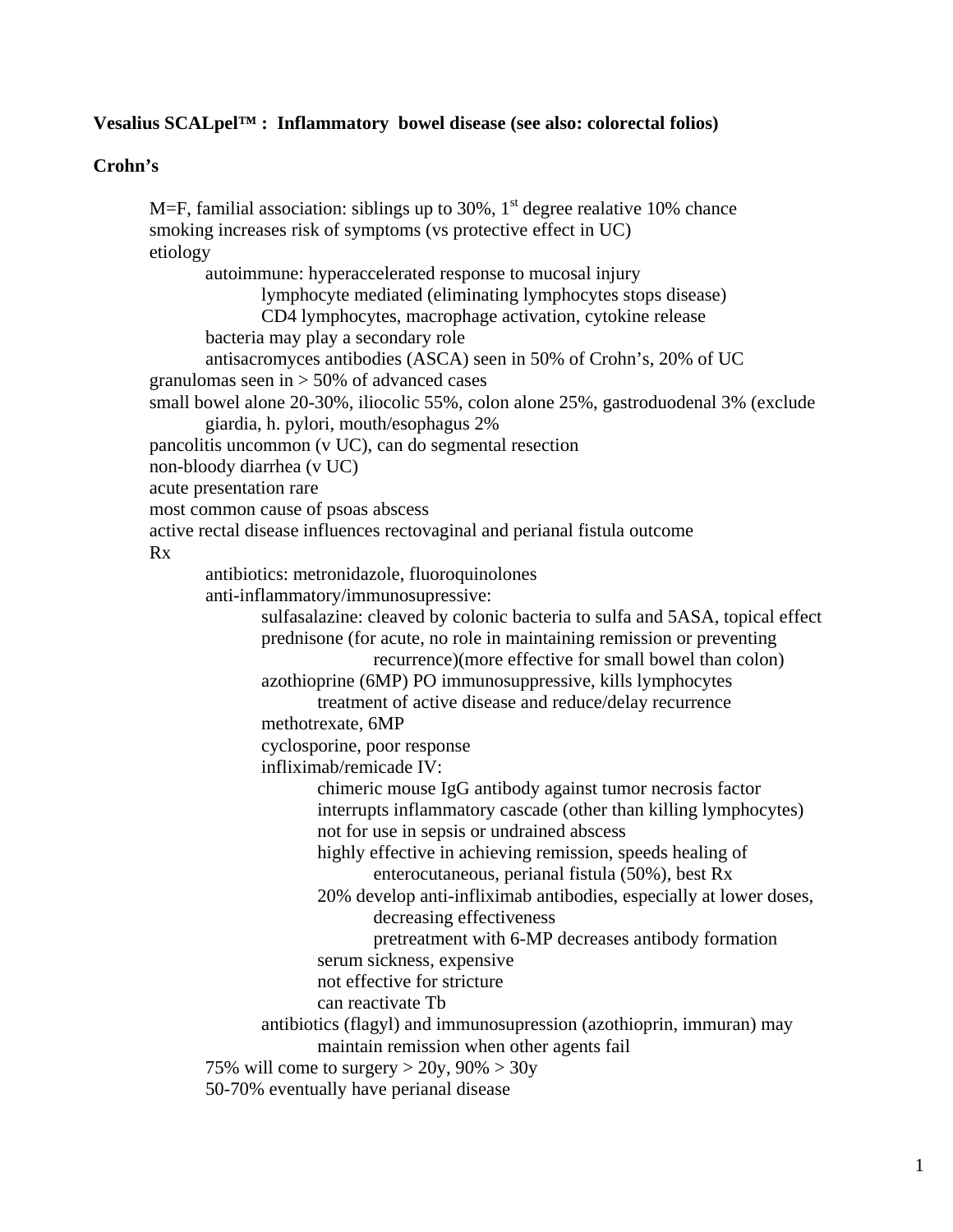**Vesalius SCALpel™ : Inflammatory bowel disease (see also: colorectal folios)**

**Crohn's**

- M=F, familial association: siblings up to 30%, 1st degree realative 10% chance
- smoking increases risk of symptoms (vs protective effect in UC)
- etiology
  - autoimmune: hyperaccelerated response to mucosal injury
    - lymphocyte mediated (eliminating lymphocytes stops disease)
    - CD4 lymphocytes, macrophage activation, cytokine release
  - bacteria may play a secondary role
  - antisacromyces antibodies (ASCA) seen in 50% of Crohn's, 20% of UC
- granulomas seen in > 50% of advanced cases
- small bowel alone 20-30%, iliocolic 55%, colon alone 25%, gastroduodenal 3% (exclude giardia, h. pylori, mouth/esophagus 2%
- pancolitis uncommon (v UC), can do segmental resection
- non-bloody diarrhea (v UC)
- acute presentation rare
- most common cause of psoas abscess
- active rectal disease influences rectovaginal and perianal fistula outcome
- Rx
  - antibiotics: metronidazole, fluoroquinolones
  - anti-inflammatory/immunosupressive:
    - sulfasalazine: cleaved by colonic bacteria to sulfa and 5ASA, topical effect
    - prednisone (for acute, no role in maintaining remission or preventing recurrence)(more effective for small bowel than colon)
    - azothioprine (6MP) PO immunosuppressive, kills lymphocytes
      - treatment of active disease and reduce/delay recurrence
    - methotrexate, 6MP
    - cyclosporine, poor response
    - infliximab/remicade IV:
      - chimeric mouse IgG antibody against tumor necrosis factor
      - interrupts inflammatory cascade (other than killing lymphocytes)
      - not for use in sepsis or undrained abscess
      - highly effective in achieving remission, speeds healing of enterocutaneous, perianal fistula (50%), best Rx
      - 20% develop anti-infliximab antibodies, especially at lower doses, decreasing effectiveness
        - pretreatment with 6-MP decreases antibody formation
      - serum sickness, expensive
      - not effective for stricture
      - can reactivate Tb
    - antibiotics (flagyl) and immunosupression (azothioprin, immuran) may maintain remission when other agents fail
  - 75% will come to surgery > 20y, 90% > 30y
  - 50-70% eventually have perianal disease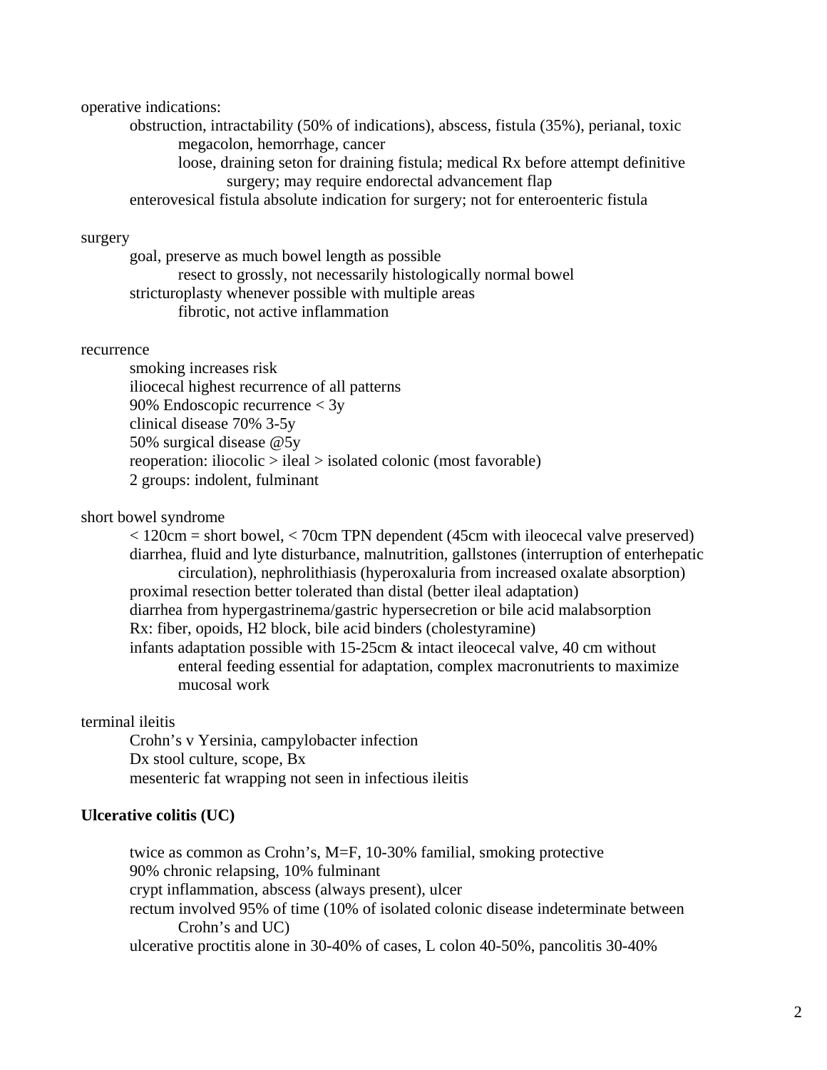operative indications:

- obstruction, intractability (50% of indications), abscess, fistula (35%), perianal, toxic megacolon, hemorrhage, cancer
  - loose, draining seton for draining fistula; medical Rx before attempt definitive surgery; may require endorectal advancement flap
- enterovesical fistula absolute indication for surgery; not for enteroenteric fistula

surgery

- goal, preserve as much bowel length as possible
  - resect to grossly, not necessarily histologically normal bowel
- stricturoplasty whenever possible with multiple areas
  - fibrotic, not active inflammation

recurrence

- smoking increases risk
- iliocecal highest recurrence of all patterns
- 90% Endoscopic recurrence < 3y
- clinical disease 70% 3-5y
- 50% surgical disease @5y
- reoperation: iliocolic > ileal > isolated colonic (most favorable)
- 2 groups: indolent, fulminant

short bowel syndrome

- < 120cm = short bowel, < 70cm TPN dependent (45cm with ileocecal valve preserved)
- diarrhea, fluid and lyte disturbance, malnutrition, gallstones (interruption of enterhepatic circulation), nephrolithiasis (hyperoxaluria from increased oxalate absorption)
- proximal resection better tolerated than distal (better ileal adaptation)
- diarrhea from hypergastrinema/gastric hypersecretion or bile acid malabsorption
- Rx: fiber, opoids, H2 block, bile acid binders (cholestyramine)
- infants adaptation possible with 15-25cm & intact ileocecal valve, 40 cm without
  - enteral feeding essential for adaptation, complex macronutrients to maximize mucosal work

terminal ileitis

- Crohn's v Yersinia, campylobacter infection
- Dx stool culture, scope, Bx
- mesenteric fat wrapping not seen in infectious ileitis

**Ulcerative colitis (UC)**

- twice as common as Crohn's, M=F, 10-30% familial, smoking protective
- 90% chronic relapsing, 10% fulminant
- crypt inflammation, abscess (always present), ulcer
- rectum involved 95% of time (10% of isolated colonic disease indeterminate between Crohn's and UC)
- ulcerative proctitis alone in 30-40% of cases, L colon 40-50%, pancolitis 30-40%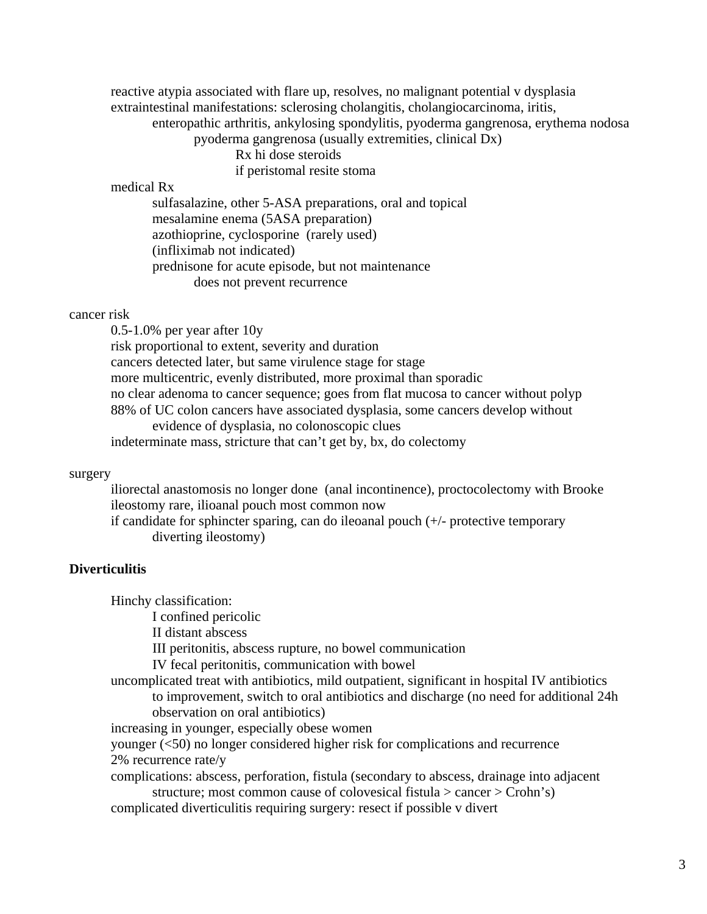- reactive atypia associated with flare up, resolves, no malignant potential v dysplasia
- extraintestinal manifestations: sclerosing cholangitis, cholangiocarcinoma, iritis, enteropathic arthritis, ankylosing spondylitis, pyoderma gangrenosa, erythema nodosa
    - pyoderma gangrenosa (usually extremities, clinical Dx)
        - Rx hi dose steroids
        - if peristomal resite stoma
- medical Rx
    - sulfasalazine, other 5-ASA preparations, oral and topical
    - mesalamine enema (5ASA preparation)
    - azothioprine, cyclosporine (rarely used)
    - (infliximab not indicated)
    - prednisone for acute episode, but not maintenance
        - does not prevent recurrence

cancer risk

- 0.5-1.0% per year after 10y
- risk proportional to extent, severity and duration
- cancers detected later, but same virulence stage for stage
- more multicentric, evenly distributed, more proximal than sporadic
- no clear adenoma to cancer sequence; goes from flat mucosa to cancer without polyp
- 88% of UC colon cancers have associated dysplasia, some cancers develop without evidence of dysplasia, no colonoscopic clues
- indeterminate mass, stricture that can't get by, bx, do colectomy

surgery

- iliorectal anastomosis no longer done (anal incontinence), proctocolectomy with Brooke ileostomy rare, ilioanal pouch most common now
- if candidate for sphincter sparing, can do ileoanal pouch (+/- protective temporary diverting ileostomy)

**Diverticulitis**

- Hinchy classification:
    - I confined pericolic
    - II distant abscess
    - III peritonitis, abscess rupture, no bowel communication
    - IV fecal peritonitis, communication with bowel
- uncomplicated treat with antibiotics, mild outpatient, significant in hospital IV antibiotics to improvement, switch to oral antibiotics and discharge (no need for additional 24h observation on oral antibiotics)
- increasing in younger, especially obese women
- younger (<50) no longer considered higher risk for complications and recurrence
- 2% recurrence rate/y
- complications: abscess, perforation, fistula (secondary to abscess, drainage into adjacent structure; most common cause of colovesical fistula > cancer > Crohn's)
- complicated diverticulitis requiring surgery: resect if possible v divert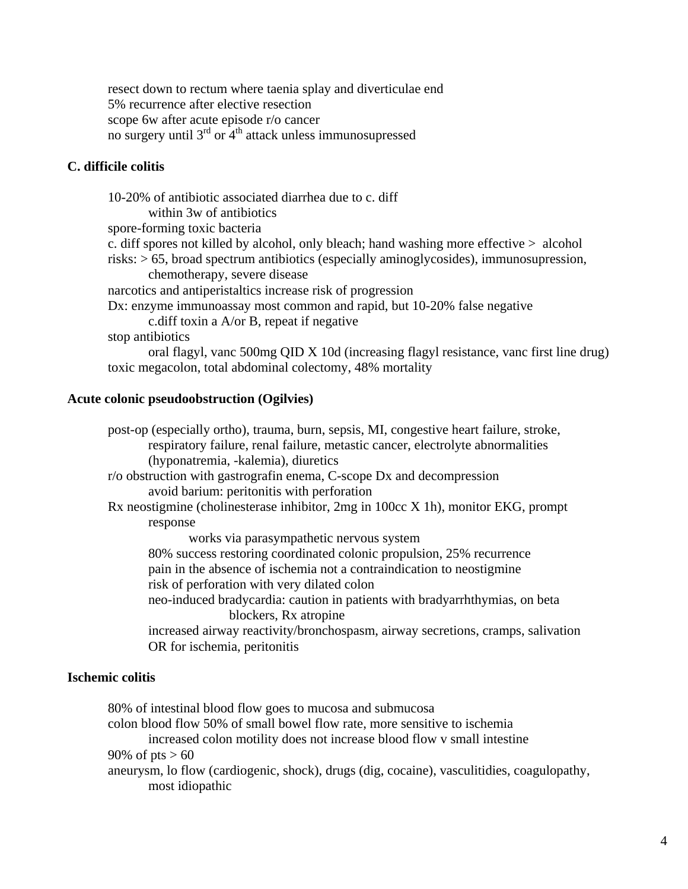- resect down to rectum where taenia splay and diverticulae end
- 5% recurrence after elective resection
- scope 6w after acute episode r/o cancer
- no surgery until 3rd or 4th attack unless immunosupressed

**C. difficile colitis**

- 10-20% of antibiotic associated diarrhea due to c. diff
  - within 3w of antibiotics
- spore-forming toxic bacteria
- c. diff spores not killed by alcohol, only bleach; hand washing more effective > alcohol
- risks: > 65, broad spectrum antibiotics (especially aminoglycosides), immunosupression, chemotherapy, severe disease
- narcotics and antiperistaltics increase risk of progression
- Dx: enzyme immunoassay most common and rapid, but 10-20% false negative
  - c.diff toxin a A/or B, repeat if negative
- stop antibiotics
  - oral flagyl, vanc 500mg QID X 10d (increasing flagyl resistance, vanc first line drug)
- toxic megacolon, total abdominal colectomy, 48% mortality

**Acute colonic pseudoobstruction (Ogilvies)**

- post-op (especially ortho), trauma, burn, sepsis, MI, congestive heart failure, stroke, respiratory failure, renal failure, metastic cancer, electrolyte abnormalities (hyponatremia, -kalemia), diuretics
- r/o obstruction with gastrografin enema, C-scope Dx and decompression
  - avoid barium: peritonitis with perforation
- Rx neostigmine (cholinesterase inhibitor, 2mg in 100cc X 1h), monitor EKG, prompt response
  - works via parasympathetic nervous system
  - 80% success restoring coordinated colonic propulsion, 25% recurrence
  - pain in the absence of ischemia not a contraindication to neostigmine
  - risk of perforation with very dilated colon
  - neo-induced bradycardia: caution in patients with bradyarrhthymias, on beta blockers, Rx atropine
  - increased airway reactivity/bronchospasm, airway secretions, cramps, salivation
  - OR for ischemia, peritonitis

**Ischemic colitis**

- 80% of intestinal blood flow goes to mucosa and submucosa
- colon blood flow 50% of small bowel flow rate, more sensitive to ischemia
  - increased colon motility does not increase blood flow v small intestine
- 90% of pts > 60
- aneurysm, lo flow (cardiogenic, shock), drugs (dig, cocaine), vasculitidies, coagulopathy, most idiopathic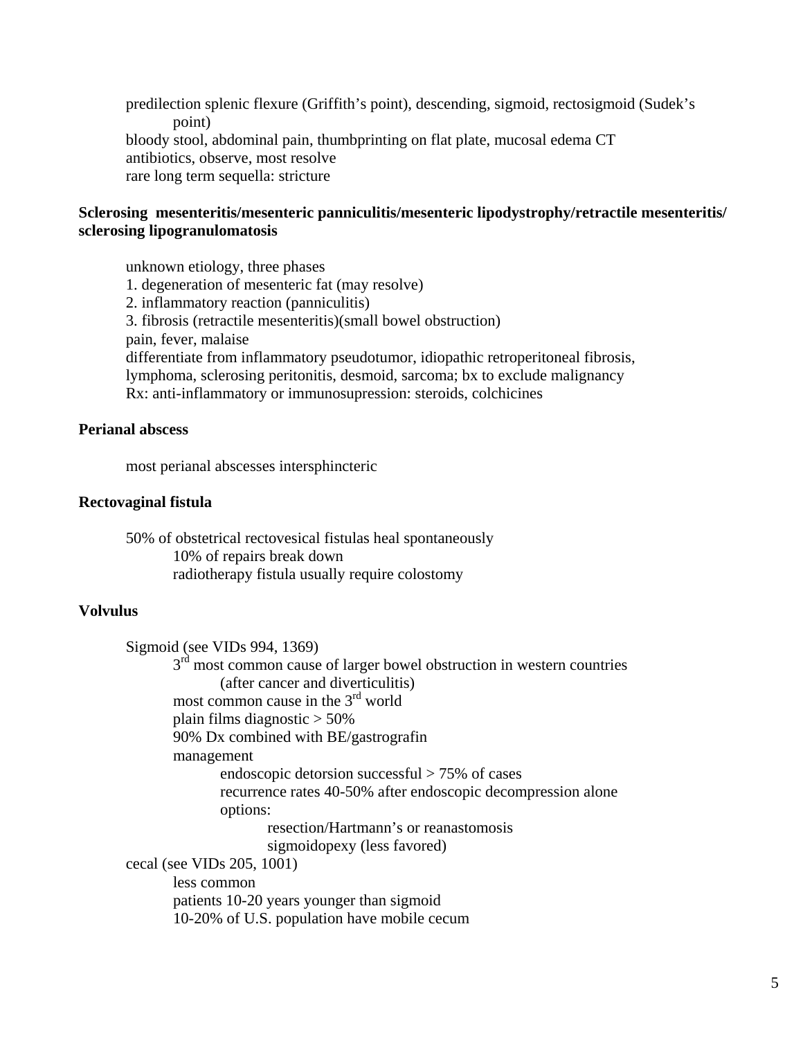predilection splenic flexure (Griffith's point), descending, sigmoid, rectosigmoid (Sudek's point)
bloody stool, abdominal pain, thumbprinting on flat plate, mucosal edema CT
antibiotics, observe, most resolve
rare long term sequella: stricture

**Sclerosing mesenteritis/mesenteric panniculitis/mesenteric lipodystrophy/retractile mesenteritis/ sclerosing lipogranulomatosis**

unknown etiology, three phases
1. degeneration of mesenteric fat (may resolve)
2. inflammatory reaction (panniculitis)
3. fibrosis (retractile mesenteritis)(small bowel obstruction)
pain, fever, malaise
differentiate from inflammatory pseudotumor, idiopathic retroperitoneal fibrosis, lymphoma, sclerosing peritonitis, desmoid, sarcoma; bx to exclude malignancy
Rx: anti-inflammatory or immunosupression: steroids, colchicines

**Perianal abscess**

most perianal abscesses intersphincteric

**Rectovaginal fistula**

50% of obstetrical rectovesical fistulas heal spontaneously
- 10% of repairs break down
- radiotherapy fistula usually require colostomy

**Volvulus**

Sigmoid (see VIDs 994, 1369)
- 3rd most common cause of larger bowel obstruction in western countries (after cancer and diverticulitis)
- most common cause in the 3rd world
- plain films diagnostic > 50%
- 90% Dx combined with BE/gastrografin
- management
  - endoscopic detorsion successful > 75% of cases
  - recurrence rates 40-50% after endoscopic decompression alone
  - options:
    - resection/Hartmann's or reanastomosis
    - sigmoidopexy (less favored)

cecal (see VIDs 205, 1001)
- less common
- patients 10-20 years younger than sigmoid
- 10-20% of U.S. population have mobile cecum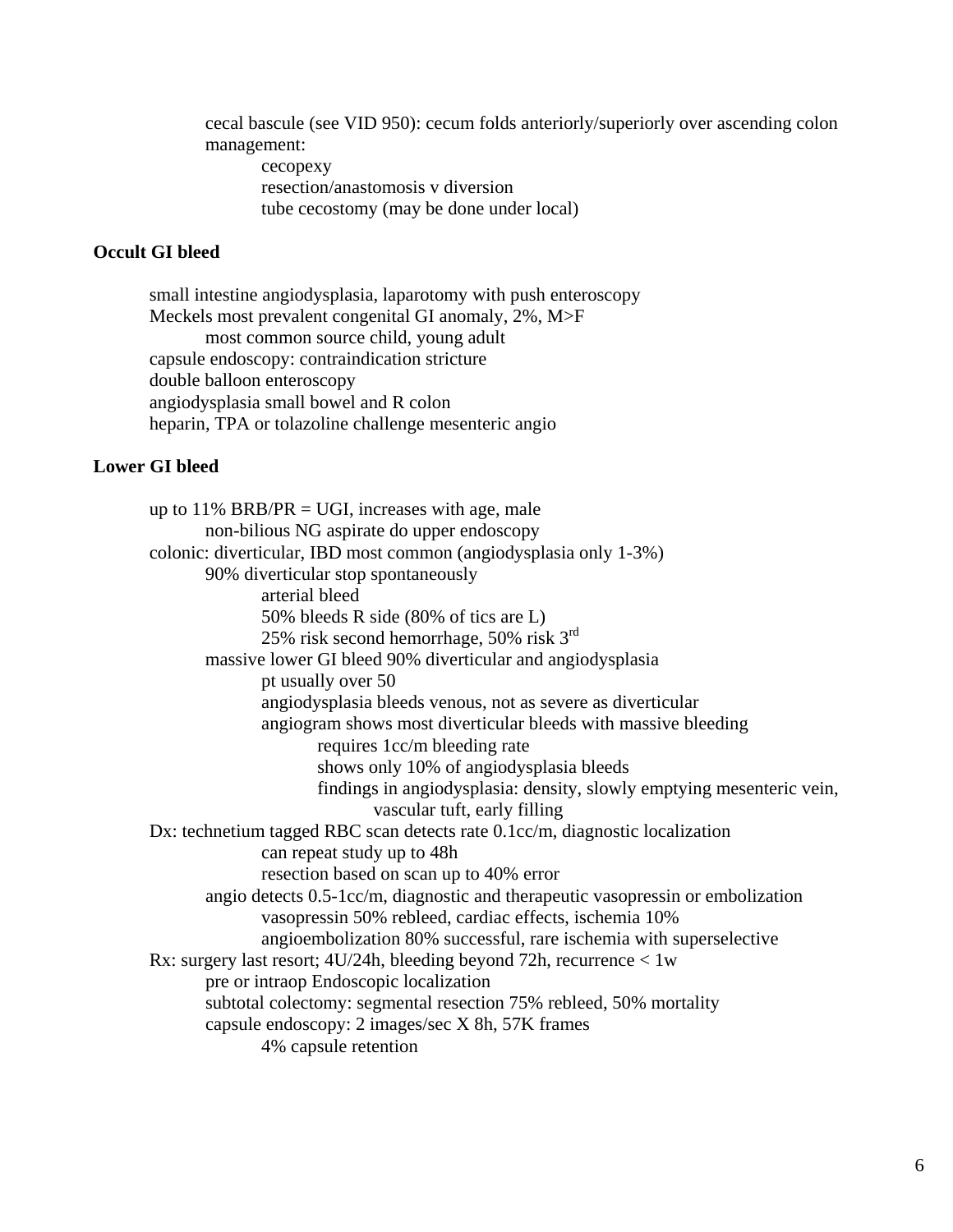- cecal bascule (see VID 950): cecum folds anteriorly/superiorly over ascending colon
- management:
  - cecopexy
  - resection/anastomosis v diversion
  - tube cecostomy (may be done under local)

**Occult GI bleed**

- small intestine angiodysplasia, laparotomy with push enteroscopy
- Meckels most prevalent congenital GI anomaly, 2%, M>F
  - most common source child, young adult
- capsule endoscopy: contraindication stricture
- double balloon enteroscopy
- angiodysplasia small bowel and R colon
- heparin, TPA or tolazoline challenge mesenteric angio

**Lower GI bleed**

- up to 11% BRB/PR = UGI, increases with age, male
  - non-bilious NG aspirate do upper endoscopy
- colonic: diverticular, IBD most common (angiodysplasia only 1-3%)
  - 90% diverticular stop spontaneously
    - arterial bleed
    - 50% bleeds R side (80% of tics are L)
    - 25% risk second hemorrhage, 50% risk 3rd
  - massive lower GI bleed 90% diverticular and angiodysplasia
    - pt usually over 50
    - angiodysplasia bleeds venous, not as severe as diverticular
    - angiogram shows most diverticular bleeds with massive bleeding
      - requires 1cc/m bleeding rate
      - shows only 10% of angiodysplasia bleeds
      - findings in angiodysplasia: density, slowly emptying mesenteric vein, vascular tuft, early filling
- Dx: technetium tagged RBC scan detects rate 0.1cc/m, diagnostic localization
    - can repeat study up to 48h
    - resection based on scan up to 40% error
  - angio detects 0.5-1cc/m, diagnostic and therapeutic vasopressin or embolization
    - vasopressin 50% rebleed, cardiac effects, ischemia 10%
    - angioembolization 80% successful, rare ischemia with superselective
- Rx: surgery last resort; 4U/24h, bleeding beyond 72h, recurrence < 1w
  - pre or intraop Endoscopic localization
  - subtotal colectomy: segmental resection 75% rebleed, 50% mortality
  - capsule endoscopy: 2 images/sec X 8h, 57K frames
    - 4% capsule retention